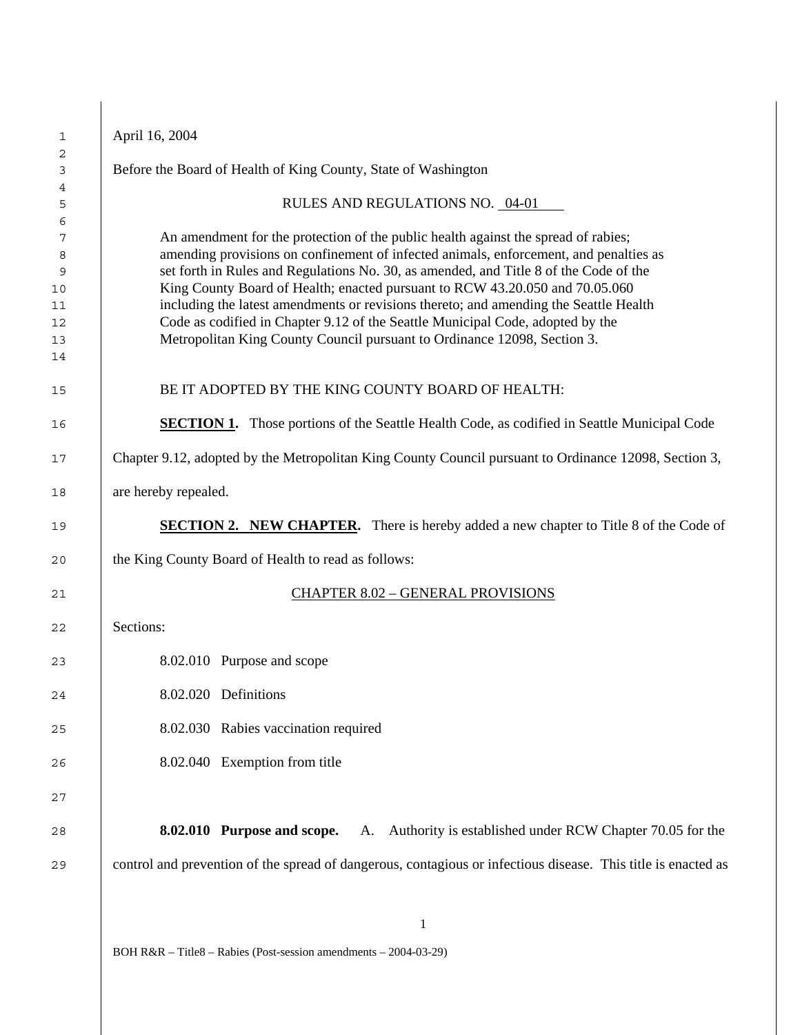April 16, 2004

Before the Board of Health of King County, State of Washington

RULES AND REGULATIONS NO. 04-01

An amendment for the protection of the public health against the spread of rabies; amending provisions on confinement of infected animals, enforcement, and penalties as set forth in Rules and Regulations No. 30, as amended, and Title 8 of the Code of the King County Board of Health; enacted pursuant to RCW 43.20.050 and 70.05.060 including the latest amendments or revisions thereto; and amending the Seattle Health Code as codified in Chapter 9.12 of the Seattle Municipal Code, adopted by the Metropolitan King County Council pursuant to Ordinance 12098, Section 3.

BE IT ADOPTED BY THE KING COUNTY BOARD OF HEALTH:

**SECTION 1.** Those portions of the Seattle Health Code, as codified in Seattle Municipal Code Chapter 9.12, adopted by the Metropolitan King County Council pursuant to Ordinance 12098, Section 3, are hereby repealed.

**SECTION 2. NEW CHAPTER.** There is hereby added a new chapter to Title 8 of the Code of the King County Board of Health to read as follows:

## CHAPTER 8.02 – GENERAL PROVISIONS

Sections:

8.02.010 Purpose and scope

8.02.020 Definitions

8.02.030 Rabies vaccination required

8.02.040 Exemption from title

**8.02.010 Purpose and scope.** A. Authority is established under RCW Chapter 70.05 for the control and prevention of the spread of dangerous, contagious or infectious disease. This title is enacted as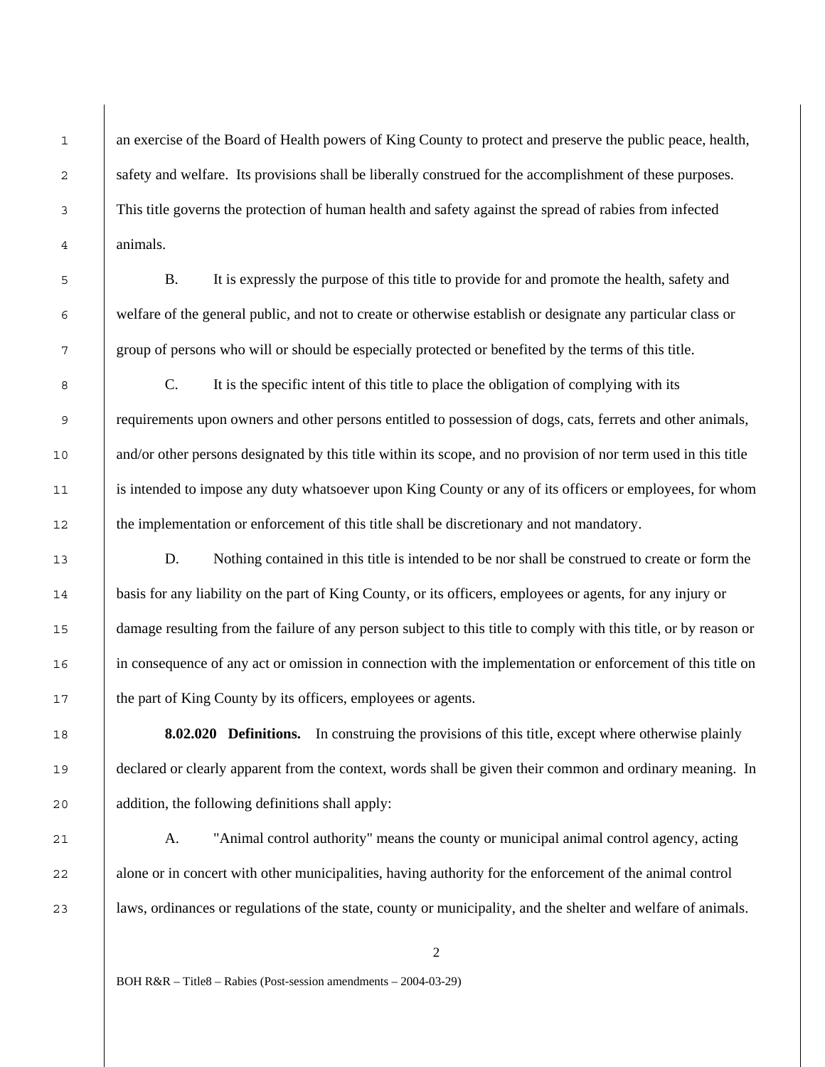an exercise of the Board of Health powers of King County to protect and preserve the public peace, health, safety and welfare. Its provisions shall be liberally construed for the accomplishment of these purposes. This title governs the protection of human health and safety against the spread of rabies from infected animals.

B. It is expressly the purpose of this title to provide for and promote the health, safety and welfare of the general public, and not to create or otherwise establish or designate any particular class or group of persons who will or should be especially protected or benefited by the terms of this title.

C. It is the specific intent of this title to place the obligation of complying with its requirements upon owners and other persons entitled to possession of dogs, cats, ferrets and other animals, and/or other persons designated by this title within its scope, and no provision of nor term used in this title is intended to impose any duty whatsoever upon King County or any of its officers or employees, for whom the implementation or enforcement of this title shall be discretionary and not mandatory.

D. Nothing contained in this title is intended to be nor shall be construed to create or form the basis for any liability on the part of King County, or its officers, employees or agents, for any injury or damage resulting from the failure of any person subject to this title to comply with this title, or by reason or in consequence of any act or omission in connection with the implementation or enforcement of this title on the part of King County by its officers, employees or agents.

**8.02.020 Definitions.** In construing the provisions of this title, except where otherwise plainly declared or clearly apparent from the context, words shall be given their common and ordinary meaning. In addition, the following definitions shall apply:

A. "Animal control authority" means the county or municipal animal control agency, acting alone or in concert with other municipalities, having authority for the enforcement of the animal control laws, ordinances or regulations of the state, county or municipality, and the shelter and welfare of animals.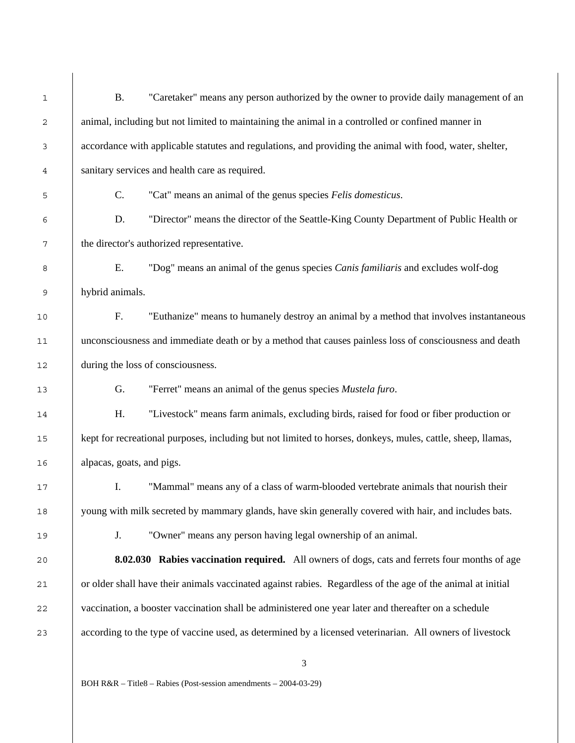B. "Caretaker" means any person authorized by the owner to provide daily management of an animal, including but not limited to maintaining the animal in a controlled or confined manner in accordance with applicable statutes and regulations, and providing the animal with food, water, shelter, sanitary services and health care as required.

C. "Cat" means an animal of the genus species *Felis domesticus*.

D. "Director" means the director of the Seattle-King County Department of Public Health or the director's authorized representative.

E. "Dog" means an animal of the genus species *Canis familiaris* and excludes wolf-dog hybrid animals.

F. "Euthanize" means to humanely destroy an animal by a method that involves instantaneous unconsciousness and immediate death or by a method that causes painless loss of consciousness and death during the loss of consciousness.

G. "Ferret" means an animal of the genus species *Mustela furo*.

H. "Livestock" means farm animals, excluding birds, raised for food or fiber production or kept for recreational purposes, including but not limited to horses, donkeys, mules, cattle, sheep, llamas, alpacas, goats, and pigs.

I. "Mammal" means any of a class of warm-blooded vertebrate animals that nourish their young with milk secreted by mammary glands, have skin generally covered with hair, and includes bats.

J. "Owner" means any person having legal ownership of an animal.

**8.02.030 Rabies vaccination required.** All owners of dogs, cats and ferrets four months of age or older shall have their animals vaccinated against rabies. Regardless of the age of the animal at initial vaccination, a booster vaccination shall be administered one year later and thereafter on a schedule according to the type of vaccine used, as determined by a licensed veterinarian. All owners of livestock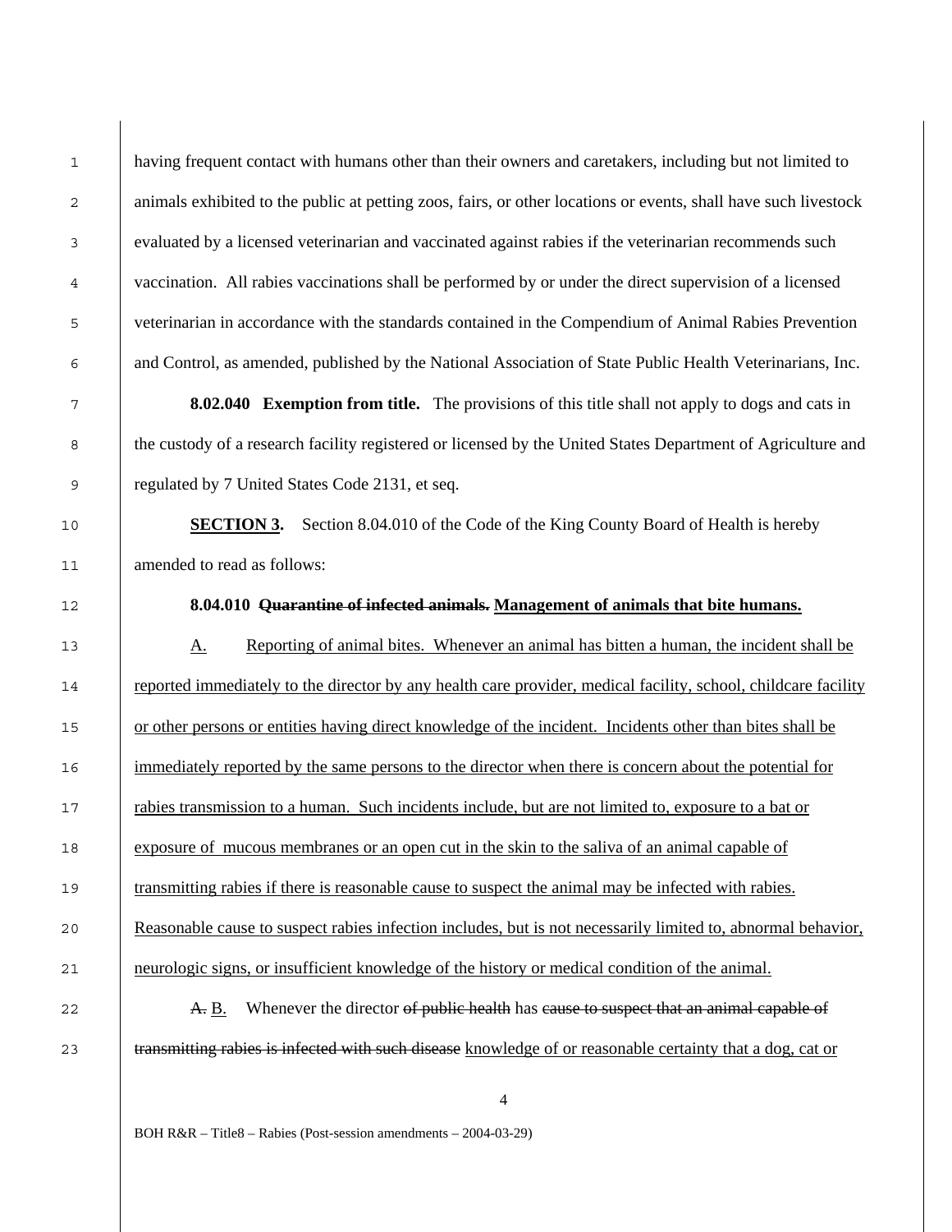having frequent contact with humans other than their owners and caretakers, including but not limited to animals exhibited to the public at petting zoos, fairs, or other locations or events, shall have such livestock evaluated by a licensed veterinarian and vaccinated against rabies if the veterinarian recommends such vaccination. All rabies vaccinations shall be performed by or under the direct supervision of a licensed veterinarian in accordance with the standards contained in the Compendium of Animal Rabies Prevention and Control, as amended, published by the National Association of State Public Health Veterinarians, Inc.

**8.02.040 Exemption from title.** The provisions of this title shall not apply to dogs and cats in the custody of a research facility registered or licensed by the United States Department of Agriculture and regulated by 7 United States Code 2131, et seq.

**<u>SECTION 3.</u>** Section 8.04.010 of the Code of the King County Board of Health is hereby amended to read as follows:

**8.04.010 ~~Quarantine of infected animals.~~ <u>Management of animals that bite humans.</u>**

<u>A. Reporting of animal bites. Whenever an animal has bitten a human, the incident shall be reported immediately to the director by any health care provider, medical facility, school, childcare facility or other persons or entities having direct knowledge of the incident. Incidents other than bites shall be immediately reported by the same persons to the director when there is concern about the potential for rabies transmission to a human. Such incidents include, but are not limited to, exposure to a bat or exposure of mucous membranes or an open cut in the skin to the saliva of an animal capable of transmitting rabies if there is reasonable cause to suspect the animal may be infected with rabies. Reasonable cause to suspect rabies infection includes, but is not necessarily limited to, abnormal behavior, neurologic signs, or insufficient knowledge of the history or medical condition of the animal.</u>

~~A.~~ <u>B.</u> Whenever the director ~~of public health~~ has ~~cause to suspect that an animal capable of transmitting rabies is infected with such disease~~ <u>knowledge of or reasonable certainty that a dog, cat or</u>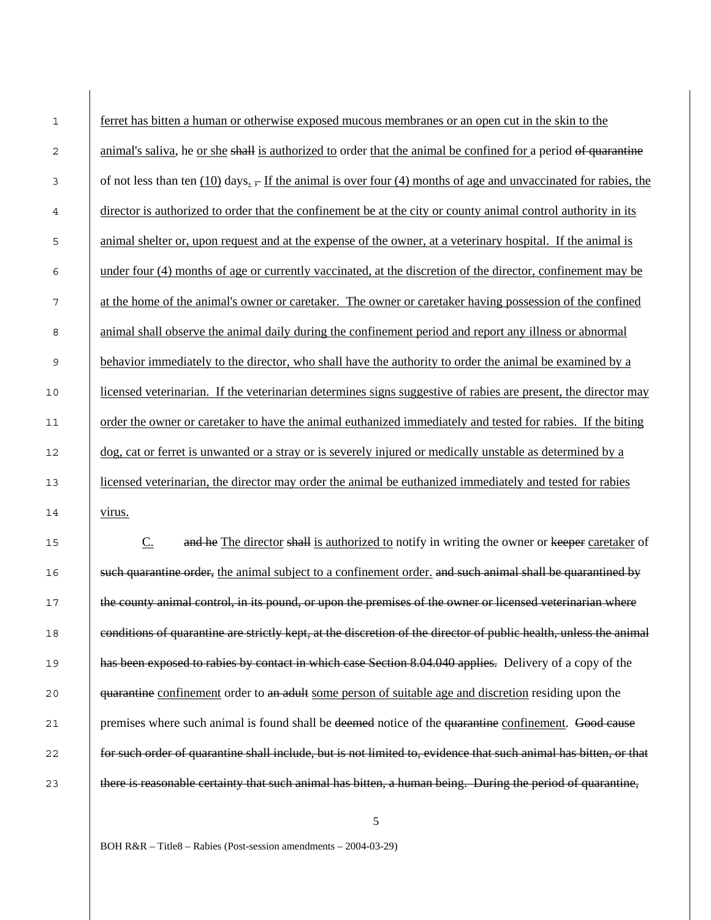ferret has bitten a human or otherwise exposed mucous membranes or an open cut in the skin to the animal's saliva, he or she ~~shall~~ is authorized to order that the animal be confined for a period ~~of quarantine~~ of not less than ten (10) days. ~~,~~ If the animal is over four (4) months of age and unvaccinated for rabies, the director is authorized to order that the confinement be at the city or county animal control authority in its animal shelter or, upon request and at the expense of the owner, at a veterinary hospital. If the animal is under four (4) months of age or currently vaccinated, at the discretion of the director, confinement may be at the home of the animal's owner or caretaker. The owner or caretaker having possession of the confined animal shall observe the animal daily during the confinement period and report any illness or abnormal behavior immediately to the director, who shall have the authority to order the animal be examined by a licensed veterinarian. If the veterinarian determines signs suggestive of rabies are present, the director may order the owner or caretaker to have the animal euthanized immediately and tested for rabies. If the biting dog, cat or ferret is unwanted or a stray or is severely injured or medically unstable as determined by a licensed veterinarian, the director may order the animal be euthanized immediately and tested for rabies virus.

C. ~~and he~~ The director ~~shall~~ is authorized to notify in writing the owner or ~~keeper~~ caretaker of ~~such quarantine order,~~ the animal subject to a confinement order. ~~and such animal shall be quarantined by the county animal control, in its pound, or upon the premises of the owner or licensed veterinarian where conditions of quarantine are strictly kept, at the discretion of the director of public health, unless the animal has been exposed to rabies by contact in which case Section 8.04.040 applies.~~ Delivery of a copy of the ~~quarantine~~ confinement order to ~~an adult~~ some person of suitable age and discretion residing upon the premises where such animal is found shall be ~~deemed~~ notice of the ~~quarantine~~ confinement. ~~Good cause for such order of quarantine shall include, but is not limited to, evidence that such animal has bitten, or that there is reasonable certainty that such animal has bitten, a human being. During the period of quarantine,~~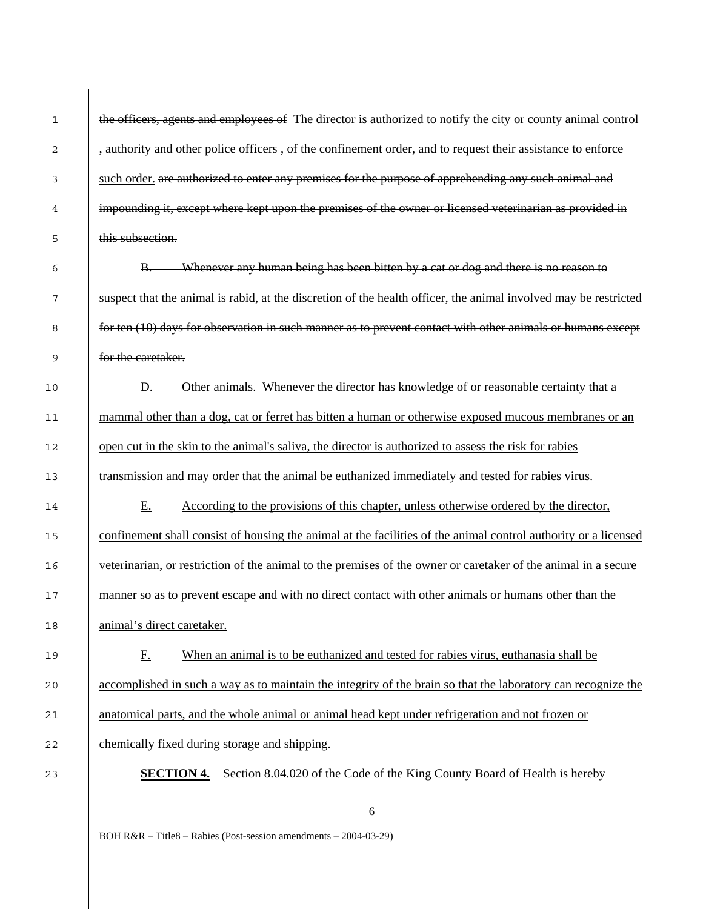~~the officers, agents and employees of~~ <u>The director is authorized to notify</u> the <u>city or</u> county animal control ~~,~~ <u>authority</u> and other police officers ~~,~~ <u>of the confinement order, and to request their assistance to enforce such order.</u> ~~are authorized to enter any premises for the purpose of apprehending any such animal and impounding it, except where kept upon the premises of the owner or licensed veterinarian as provided in this subsection.~~

~~B. Whenever any human being has been bitten by a cat or dog and there is no reason to suspect that the animal is rabid, at the discretion of the health officer, the animal involved may be restricted for ten (10) days for observation in such manner as to prevent contact with other animals or humans except for the caretaker.~~

<u>D. Other animals. Whenever the director has knowledge of or reasonable certainty that a mammal other than a dog, cat or ferret has bitten a human or otherwise exposed mucous membranes or an open cut in the skin to the animal's saliva, the director is authorized to assess the risk for rabies transmission and may order that the animal be euthanized immediately and tested for rabies virus.</u>

<u>E. According to the provisions of this chapter, unless otherwise ordered by the director, confinement shall consist of housing the animal at the facilities of the animal control authority or a licensed veterinarian, or restriction of the animal to the premises of the owner or caretaker of the animal in a secure manner so as to prevent escape and with no direct contact with other animals or humans other than the animal's direct caretaker.</u>

<u>F. When an animal is to be euthanized and tested for rabies virus, euthanasia shall be accomplished in such a way as to maintain the integrity of the brain so that the laboratory can recognize the anatomical parts, and the whole animal or animal head kept under refrigeration and not frozen or chemically fixed during storage and shipping.</u>

**<u>SECTION 4.</u>** Section 8.04.020 of the Code of the King County Board of Health is hereby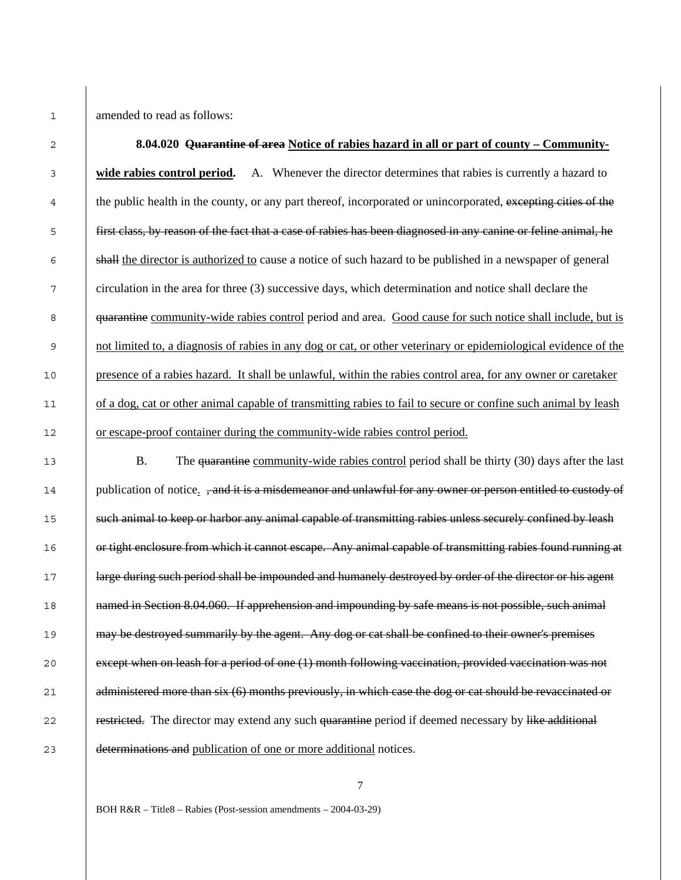amended to read as follows:

**8.04.020 ~~Quarantine of area~~ <u>Notice of rabies hazard in all or part of county – Community-wide rabies control period</u>.** A. Whenever the director determines that rabies is currently a hazard to the public health in the county, or any part thereof, incorporated or unincorporated, ~~excepting cities of the first class, by reason of the fact that a case of rabies has been diagnosed in any canine or feline animal, he shall~~ <u>the director is authorized to</u> cause a notice of such hazard to be published in a newspaper of general circulation in the area for three (3) successive days, which determination and notice shall declare the ~~quarantine~~ <u>community-wide rabies control</u> period and area. <u>Good cause for such notice shall include, but is not limited to, a diagnosis of rabies in any dog or cat, or other veterinary or epidemiological evidence of the presence of a rabies hazard. It shall be unlawful, within the rabies control area, for any owner or caretaker of a dog, cat or other animal capable of transmitting rabies to fail to secure or confine such animal by leash or escape-proof container during the community-wide rabies control period.</u>

B. The ~~quarantine~~ <u>community-wide rabies control</u> period shall be thirty (30) days after the last publication of notice<u>.</u> ~~, and it is a misdemeanor and unlawful for any owner or person entitled to custody of such animal to keep or harbor any animal capable of transmitting rabies unless securely confined by leash or tight enclosure from which it cannot escape. Any animal capable of transmitting rabies found running at large during such period shall be impounded and humanely destroyed by order of the director or his agent named in Section 8.04.060. If apprehension and impounding by safe means is not possible, such animal may be destroyed summarily by the agent. Any dog or cat shall be confined to their owner's premises except when on leash for a period of one (1) month following vaccination, provided vaccination was not administered more than six (6) months previously, in which case the dog or cat should be revaccinated or restricted.~~ The director may extend any such ~~quarantine~~ period if deemed necessary by ~~like additional determinations and~~ <u>publication of one or more additional</u> notices.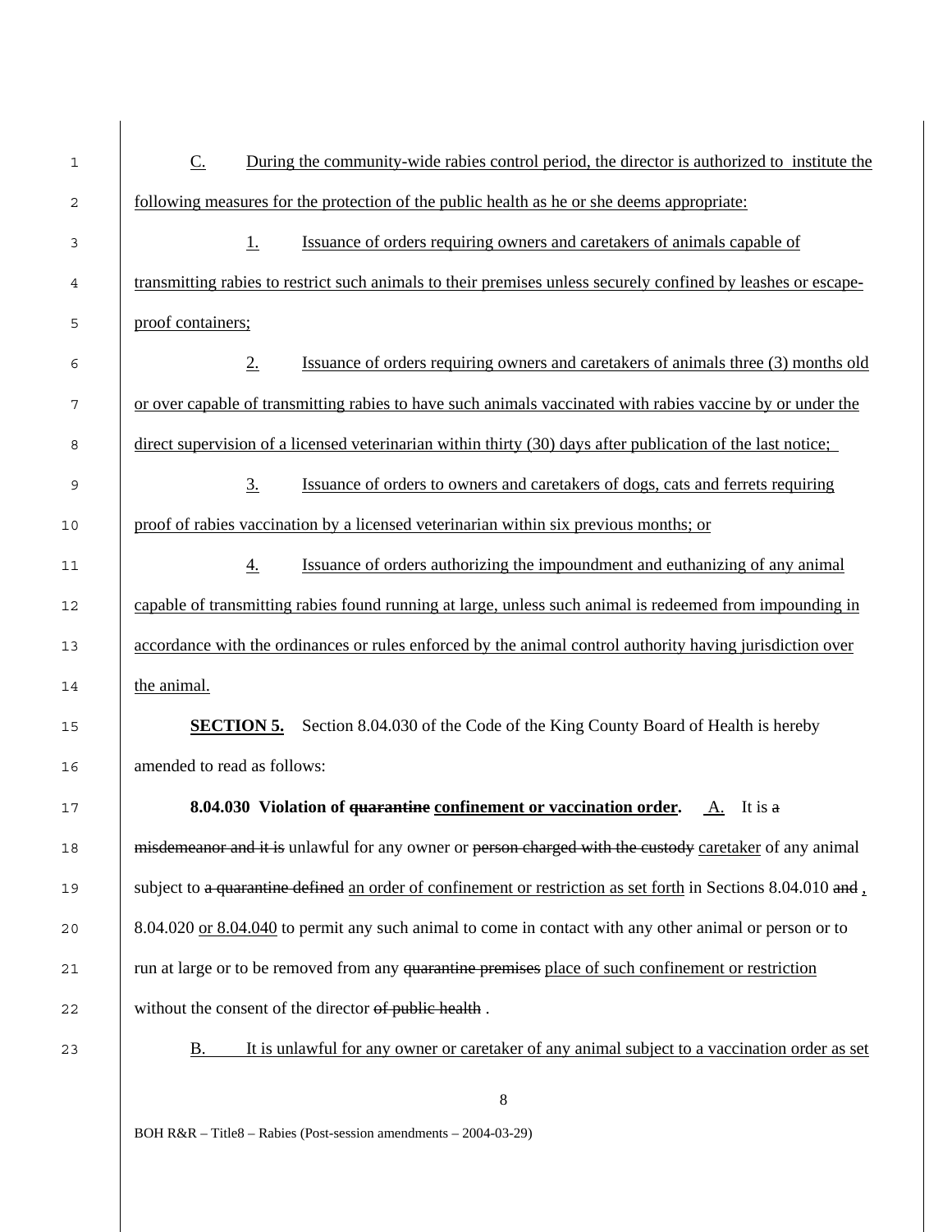C. During the community-wide rabies control period, the director is authorized to institute the following measures for the protection of the public health as he or she deems appropriate:

1. Issuance of orders requiring owners and caretakers of animals capable of transmitting rabies to restrict such animals to their premises unless securely confined by leashes or escape-proof containers;

2. Issuance of orders requiring owners and caretakers of animals three (3) months old or over capable of transmitting rabies to have such animals vaccinated with rabies vaccine by or under the direct supervision of a licensed veterinarian within thirty (30) days after publication of the last notice;

3. Issuance of orders to owners and caretakers of dogs, cats and ferrets requiring proof of rabies vaccination by a licensed veterinarian within six previous months; or

4. Issuance of orders authorizing the impoundment and euthanizing of any animal capable of transmitting rabies found running at large, unless such animal is redeemed from impounding in accordance with the ordinances or rules enforced by the animal control authority having jurisdiction over the animal.

**SECTION 5.** Section 8.04.030 of the Code of the King County Board of Health is hereby amended to read as follows:

**8.04.030 Violation of ~~quarantine~~ confinement or vaccination order.** A. It is ~~a misdemeanor and it is~~ unlawful for any owner or ~~person charged with the custody~~ caretaker of any animal subject to ~~a quarantine defined~~ an order of confinement or restriction as set forth in Sections 8.04.010 ~~and~~ , 8.04.020 or 8.04.040 to permit any such animal to come in contact with any other animal or person or to run at large or to be removed from any ~~quarantine premises~~ place of such confinement or restriction without the consent of the director ~~of public health~~ .

B. It is unlawful for any owner or caretaker of any animal subject to a vaccination order as set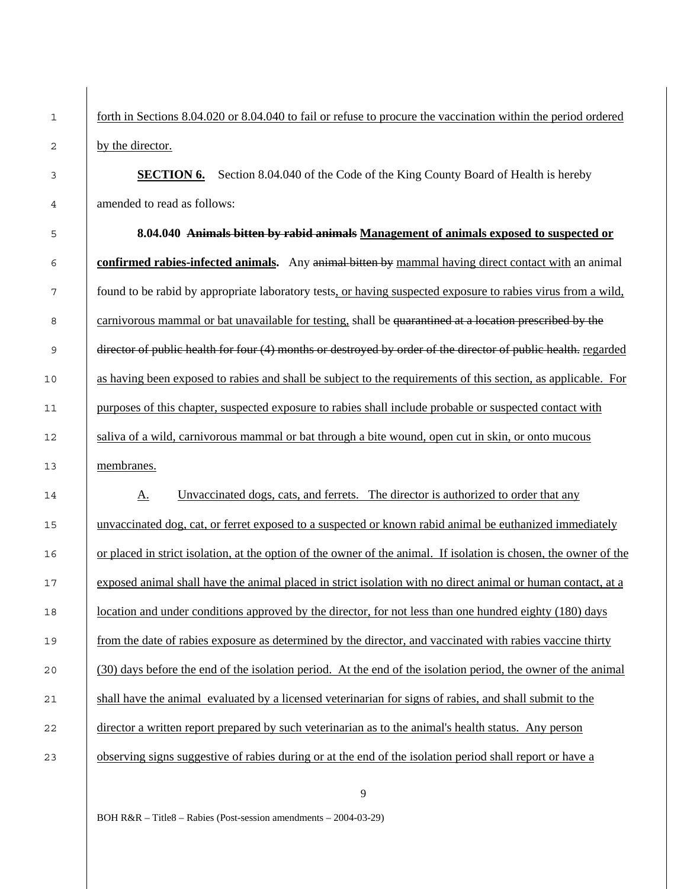forth in Sections 8.04.020 or 8.04.040 to fail or refuse to procure the vaccination within the period ordered by the director.

**SECTION 6.** Section 8.04.040 of the Code of the King County Board of Health is hereby amended to read as follows:

**8.04.040** ~~**Animals bitten by rabid animals**~~ **Management of animals exposed to suspected or confirmed rabies-infected animals.** Any ~~animal bitten by~~ mammal having direct contact with an animal found to be rabid by appropriate laboratory tests, or having suspected exposure to rabies virus from a wild, carnivorous mammal or bat unavailable for testing, shall be ~~quarantined at a location prescribed by the director of public health for four (4) months or destroyed by order of the director of public health.~~ regarded as having been exposed to rabies and shall be subject to the requirements of this section, as applicable. For purposes of this chapter, suspected exposure to rabies shall include probable or suspected contact with saliva of a wild, carnivorous mammal or bat through a bite wound, open cut in skin, or onto mucous membranes.

A. Unvaccinated dogs, cats, and ferrets. The director is authorized to order that any unvaccinated dog, cat, or ferret exposed to a suspected or known rabid animal be euthanized immediately or placed in strict isolation, at the option of the owner of the animal. If isolation is chosen, the owner of the exposed animal shall have the animal placed in strict isolation with no direct animal or human contact, at a location and under conditions approved by the director, for not less than one hundred eighty (180) days from the date of rabies exposure as determined by the director, and vaccinated with rabies vaccine thirty (30) days before the end of the isolation period. At the end of the isolation period, the owner of the animal shall have the animal evaluated by a licensed veterinarian for signs of rabies, and shall submit to the director a written report prepared by such veterinarian as to the animal's health status. Any person observing signs suggestive of rabies during or at the end of the isolation period shall report or have a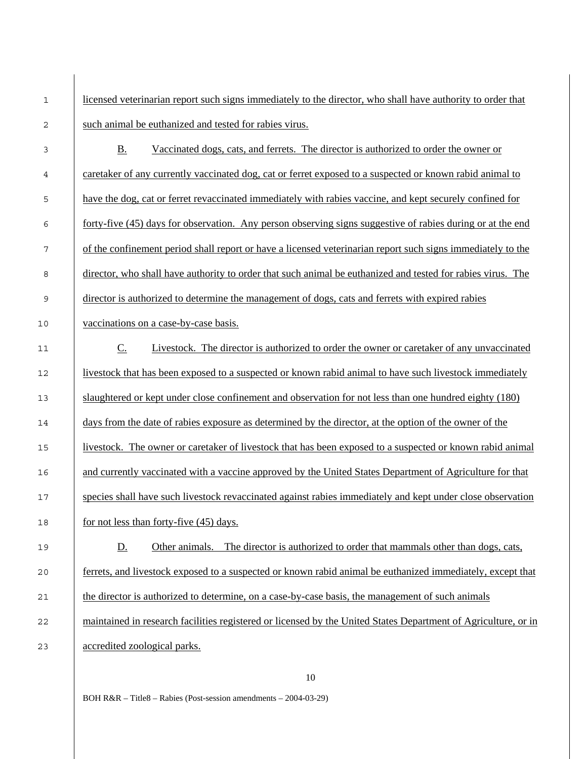licensed veterinarian report such signs immediately to the director, who shall have authority to order that such animal be euthanized and tested for rabies virus.

B. Vaccinated dogs, cats, and ferrets. The director is authorized to order the owner or caretaker of any currently vaccinated dog, cat or ferret exposed to a suspected or known rabid animal to have the dog, cat or ferret revaccinated immediately with rabies vaccine, and kept securely confined for forty-five (45) days for observation. Any person observing signs suggestive of rabies during or at the end of the confinement period shall report or have a licensed veterinarian report such signs immediately to the director, who shall have authority to order that such animal be euthanized and tested for rabies virus. The director is authorized to determine the management of dogs, cats and ferrets with expired rabies vaccinations on a case-by-case basis.

C. Livestock. The director is authorized to order the owner or caretaker of any unvaccinated livestock that has been exposed to a suspected or known rabid animal to have such livestock immediately slaughtered or kept under close confinement and observation for not less than one hundred eighty (180) days from the date of rabies exposure as determined by the director, at the option of the owner of the livestock. The owner or caretaker of livestock that has been exposed to a suspected or known rabid animal and currently vaccinated with a vaccine approved by the United States Department of Agriculture for that species shall have such livestock revaccinated against rabies immediately and kept under close observation for not less than forty-five (45) days.

D. Other animals. The director is authorized to order that mammals other than dogs, cats, ferrets, and livestock exposed to a suspected or known rabid animal be euthanized immediately, except that the director is authorized to determine, on a case-by-case basis, the management of such animals maintained in research facilities registered or licensed by the United States Department of Agriculture, or in accredited zoological parks.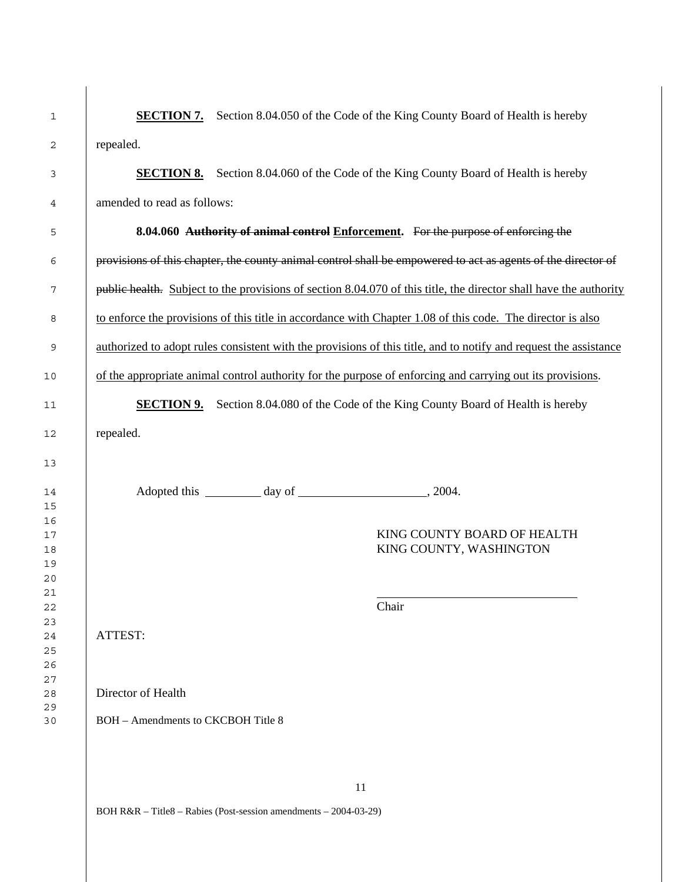**SECTION 7.** Section 8.04.050 of the Code of the King County Board of Health is hereby repealed.

**SECTION 8.** Section 8.04.060 of the Code of the King County Board of Health is hereby amended to read as follows:

**8.04.060 ~~Authority of animal control~~ <u>Enforcement</u>.** ~~For the purpose of enforcing the provisions of this chapter, the county animal control shall be empowered to act as agents of the director of public health.~~ <u>Subject to the provisions of section 8.04.070 of this title, the director shall have the authority to enforce the provisions of this title in accordance with Chapter 1.08 of this code. The director is also authorized to adopt rules consistent with the provisions of this title, and to notify and request the assistance of the appropriate animal control authority for the purpose of enforcing and carrying out its provisions</u>.

**SECTION 9.** Section 8.04.080 of the Code of the King County Board of Health is hereby repealed.

Adopted this \_\_\_\_\_\_\_\_\_ day of \_\_\_\_\_\_\_\_\_\_\_\_\_\_\_\_\_\_\_\_, 2004.

KING COUNTY BOARD OF HEALTH
KING COUNTY, WASHINGTON

\_\_\_\_\_\_\_\_\_\_\_\_\_\_\_\_\_\_\_\_\_\_\_\_\_\_\_\_\_\_\_\_
Chair

ATTEST:

Director of Health

BOH – Amendments to CKCBOH Title 8

BOH R&R – Title8 – Rabies (Post-session amendments – 2004-03-29)